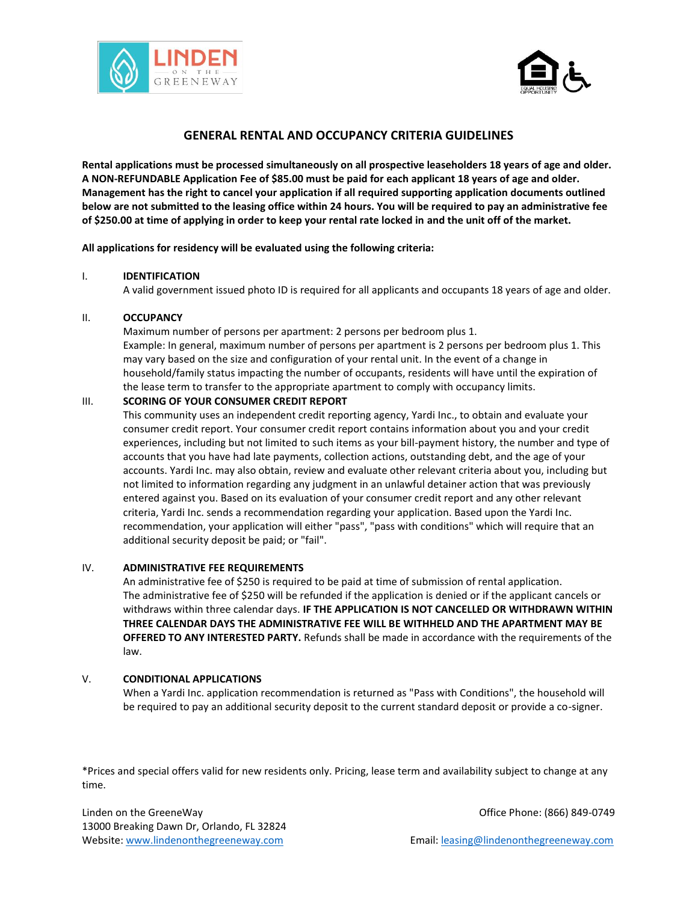# GENERAL RENTAL AND OCCUPANCY CRITERIA GUIDELINES

**Rental applications must be processed simultaneously on all prospective leaseholders 18 years of age and older. A NON-REFUNDABLE Application Fee of $85.00 must be paid for each applicant 18 years of age and older. Management has the right to cancel your application if all required supporting application documents outlined below are not submitted to the leasing office within 24 hours. You will be required to pay an administrative fee of $250.00 at time of applying in order to keep your rental rate locked in and the unit off of the market.**

**All applications for residency will be evaluated using the following criteria:**

## I. IDENTIFICATION

A valid government issued photo ID is required for all applicants and occupants 18 years of age and older.

## II. OCCUPANCY

Maximum number of persons per apartment: 2 persons per bedroom plus 1.

Example: In general, maximum number of persons per apartment is 2 persons per bedroom plus 1. This may vary based on the size and configuration of your rental unit. In the event of a change in household/family status impacting the number of occupants, residents will have until the expiration of the lease term to transfer to the appropriate apartment to comply with occupancy limits.

## III. SCORING OF YOUR CONSUMER CREDIT REPORT

This community uses an independent credit reporting agency, Yardi Inc., to obtain and evaluate your consumer credit report. Your consumer credit report contains information about you and your credit experiences, including but not limited to such items as your bill-payment history, the number and type of accounts that you have had late payments, collection actions, outstanding debt, and the age of your accounts. Yardi Inc. may also obtain, review and evaluate other relevant criteria about you, including but not limited to information regarding any judgment in an unlawful detainer action that was previously entered against you. Based on its evaluation of your consumer credit report and any other relevant criteria, Yardi Inc. sends a recommendation regarding your application. Based upon the Yardi Inc. recommendation, your application will either "pass", "pass with conditions" which will require that an additional security deposit be paid; or "fail".

## IV. ADMINISTRATIVE FEE REQUIREMENTS

An administrative fee of $250 is required to be paid at time of submission of rental application. The administrative fee of $250 will be refunded if the application is denied or if the applicant cancels or withdraws within three calendar days. **IF THE APPLICATION IS NOT CANCELLED OR WITHDRAWN WITHIN THREE CALENDAR DAYS THE ADMINISTRATIVE FEE WILL BE WITHHELD AND THE APARTMENT MAY BE OFFERED TO ANY INTERESTED PARTY.** Refunds shall be made in accordance with the requirements of the law.

## V. CONDITIONAL APPLICATIONS

When a Yardi Inc. application recommendation is returned as "Pass with Conditions", the household will be required to pay an additional security deposit to the current standard deposit or provide a co-signer.

*Prices and special offers valid for new residents only. Pricing, lease term and availability subject to change at any time.

Linden on the GreeneWay
13000 Breaking Dawn Dr, Orlando, FL 32824
Website: www.lindenonthegreeneway.com

Office Phone: (866) 849-0749
Email: leasing@lindenonthegreeneway.com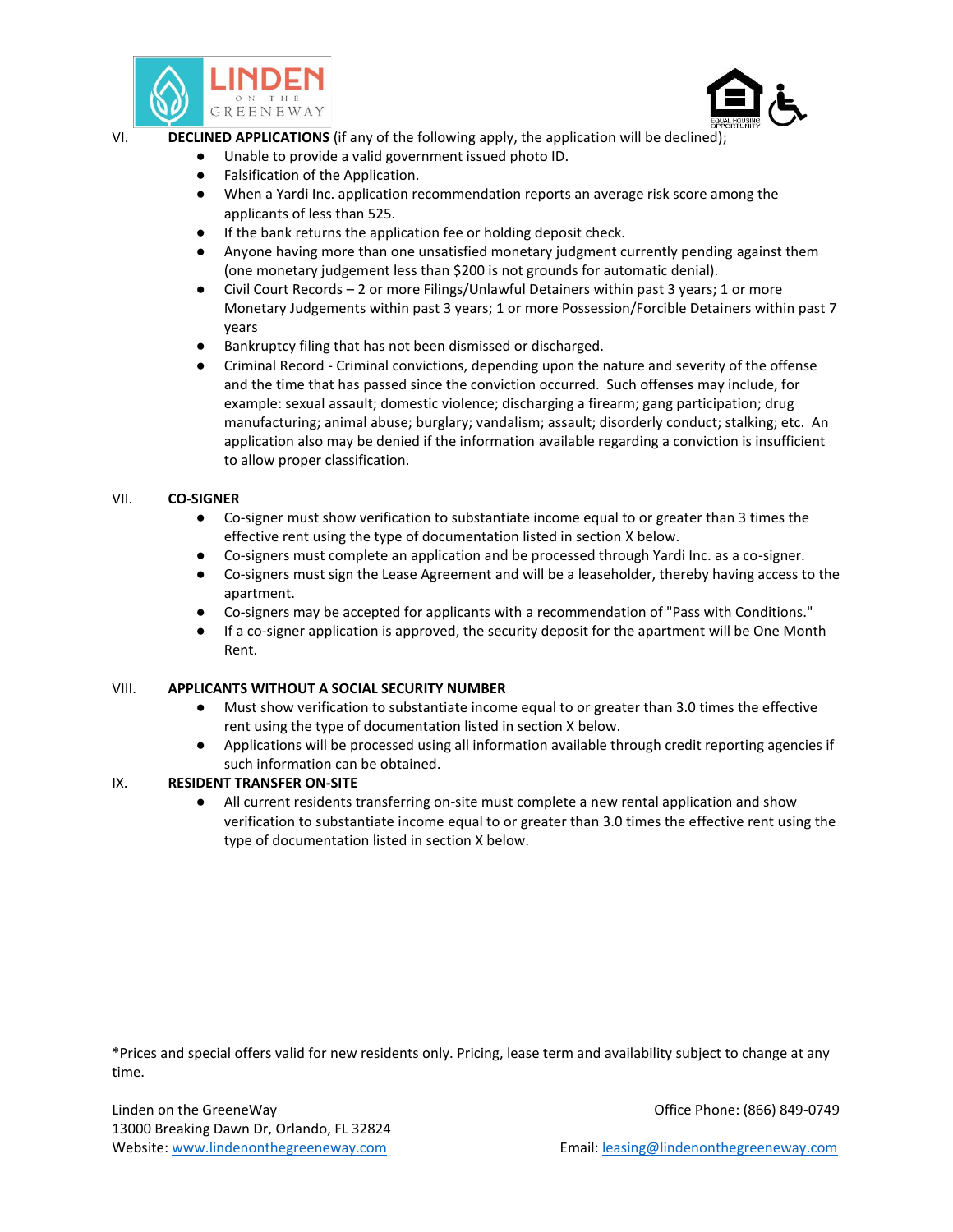VI. **DECLINED APPLICATIONS** (if any of the following apply, the application will be declined);

- Unable to provide a valid government issued photo ID.
- Falsification of the Application.
- When a Yardi Inc. application recommendation reports an average risk score among the applicants of less than 525.
- If the bank returns the application fee or holding deposit check.
- Anyone having more than one unsatisfied monetary judgment currently pending against them (one monetary judgement less than $200 is not grounds for automatic denial).
- Civil Court Records – 2 or more Filings/Unlawful Detainers within past 3 years; 1 or more Monetary Judgements within past 3 years; 1 or more Possession/Forcible Detainers within past 7 years
- Bankruptcy filing that has not been dismissed or discharged.
- Criminal Record - Criminal convictions, depending upon the nature and severity of the offense and the time that has passed since the conviction occurred. Such offenses may include, for example: sexual assault; domestic violence; discharging a firearm; gang participation; drug manufacturing; animal abuse; burglary; vandalism; assault; disorderly conduct; stalking; etc. An application also may be denied if the information available regarding a conviction is insufficient to allow proper classification.

VII. **CO-SIGNER**

- Co-signer must show verification to substantiate income equal to or greater than 3 times the effective rent using the type of documentation listed in section X below.
- Co-signers must complete an application and be processed through Yardi Inc. as a co-signer.
- Co-signers must sign the Lease Agreement and will be a leaseholder, thereby having access to the apartment.
- Co-signers may be accepted for applicants with a recommendation of "Pass with Conditions."
- If a co-signer application is approved, the security deposit for the apartment will be One Month Rent.

VIII. **APPLICANTS WITHOUT A SOCIAL SECURITY NUMBER**

- Must show verification to substantiate income equal to or greater than 3.0 times the effective rent using the type of documentation listed in section X below.
- Applications will be processed using all information available through credit reporting agencies if such information can be obtained.

IX. **RESIDENT TRANSFER ON-SITE**

- All current residents transferring on-site must complete a new rental application and show verification to substantiate income equal to or greater than 3.0 times the effective rent using the type of documentation listed in section X below.

*Prices and special offers valid for new residents only. Pricing, lease term and availability subject to change at any time.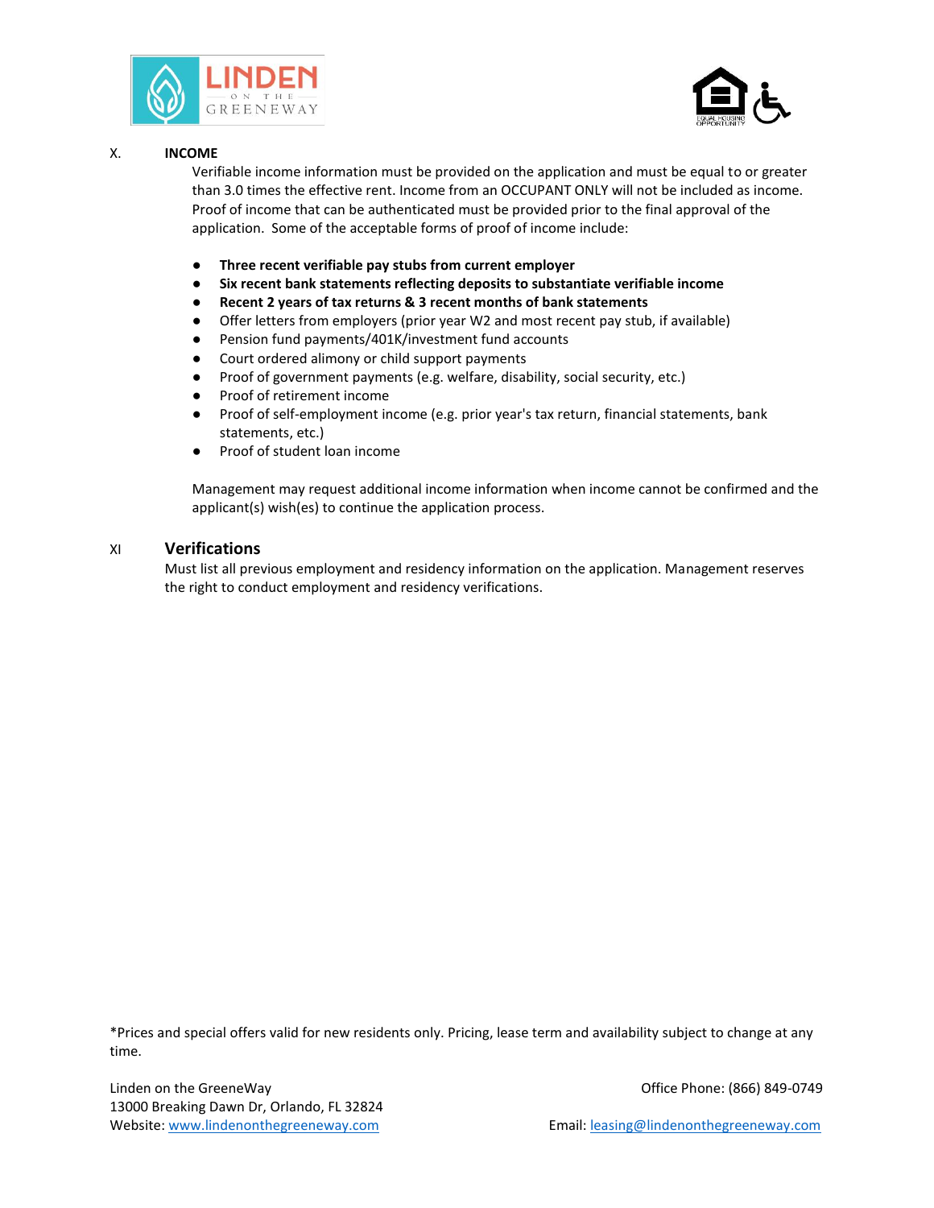## X. INCOME

Verifiable income information must be provided on the application and must be equal to or greater than 3.0 times the effective rent. Income from an OCCUPANT ONLY will not be included as income. Proof of income that can be authenticated must be provided prior to the final approval of the application. Some of the acceptable forms of proof of income include:

- **Three recent verifiable pay stubs from current employer**
- **Six recent bank statements reflecting deposits to substantiate verifiable income**
- **Recent 2 years of tax returns & 3 recent months of bank statements**
- Offer letters from employers (prior year W2 and most recent pay stub, if available)
- Pension fund payments/401K/investment fund accounts
- Court ordered alimony or child support payments
- Proof of government payments (e.g. welfare, disability, social security, etc.)
- Proof of retirement income
- Proof of self-employment income (e.g. prior year's tax return, financial statements, bank statements, etc.)
- Proof of student loan income

Management may request additional income information when income cannot be confirmed and the applicant(s) wish(es) to continue the application process.

## XI Verifications

Must list all previous employment and residency information on the application. Management reserves the right to conduct employment and residency verifications.

*Prices and special offers valid for new residents only. Pricing, lease term and availability subject to change at any time.

Linden on the GreeneWay
13000 Breaking Dawn Dr, Orlando, FL 32824
Website: www.lindenonthegreeneway.com

Office Phone: (866) 849-0749
Email: leasing@lindenonthegreeneway.com